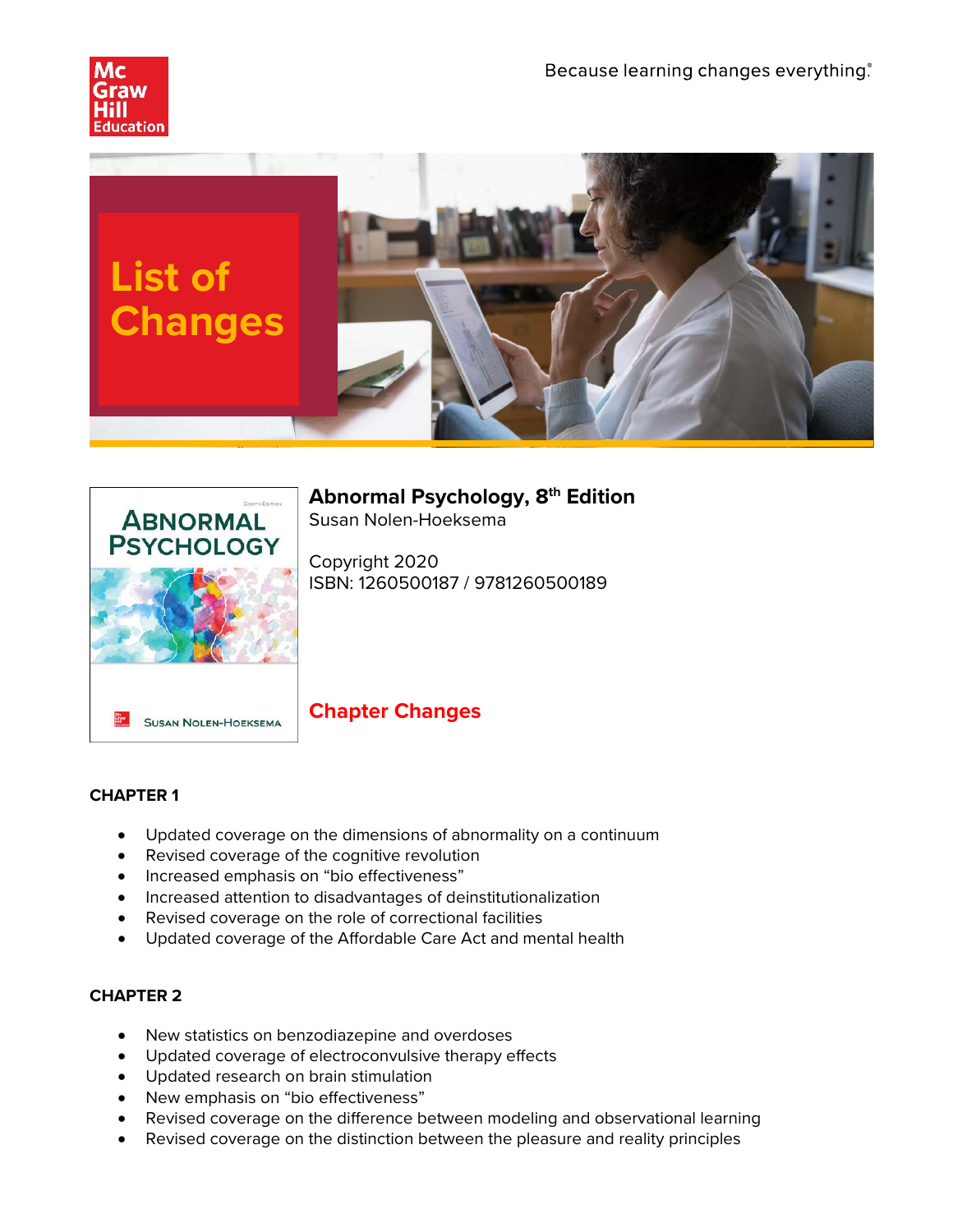Because learning changes everything.®

# List of Changes

## Abnormal Psychology, 8th Edition

Susan Nolen-Hoeksema

Copyright 2020
ISBN: 1260500187 / 9781260500189

## Chapter Changes

### CHAPTER 1

- Updated coverage on the dimensions of abnormality on a continuum
- Revised coverage of the cognitive revolution
- Increased emphasis on "bio effectiveness"
- Increased attention to disadvantages of deinstitutionalization
- Revised coverage on the role of correctional facilities
- Updated coverage of the Affordable Care Act and mental health

### CHAPTER 2

- New statistics on benzodiazepine and overdoses
- Updated coverage of electroconvulsive therapy effects
- Updated research on brain stimulation
- New emphasis on "bio effectiveness"
- Revised coverage on the difference between modeling and observational learning
- Revised coverage on the distinction between the pleasure and reality principles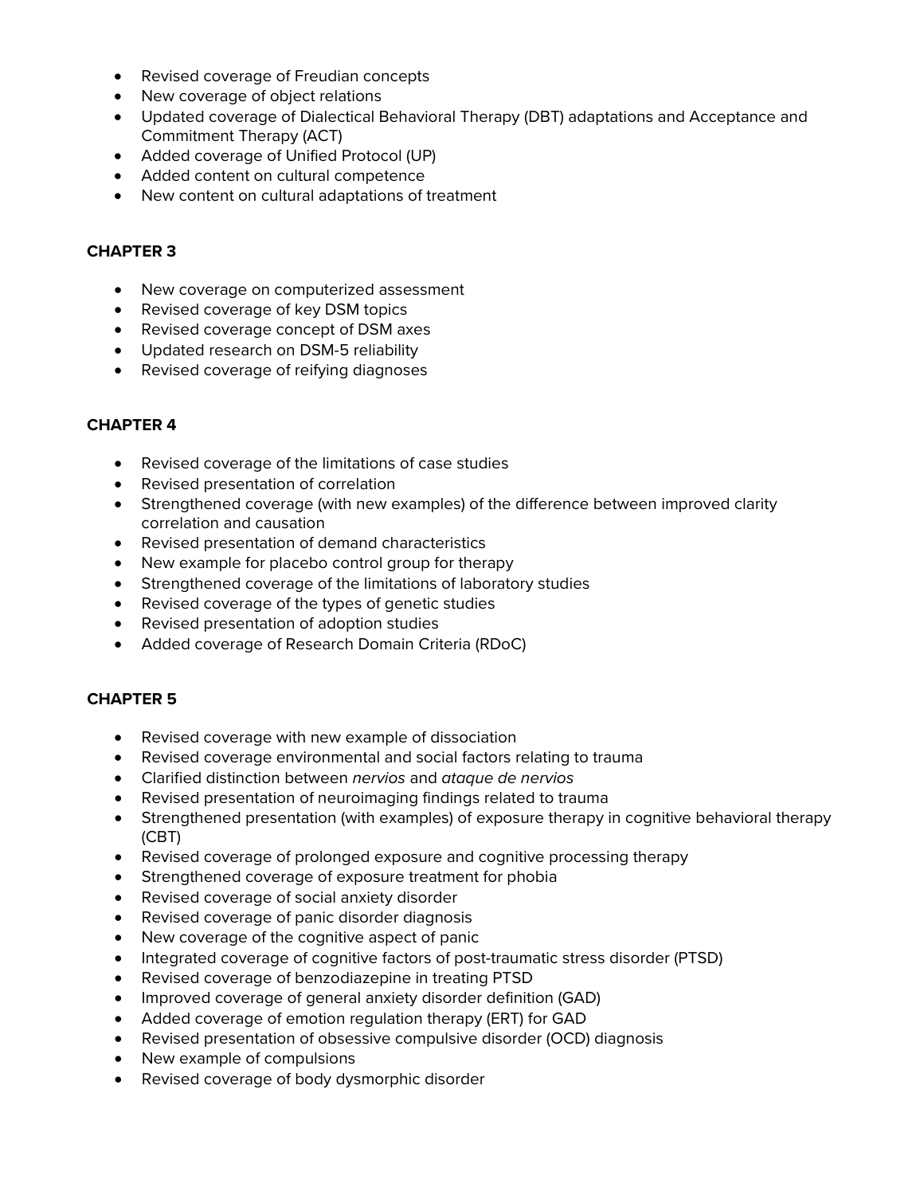- Revised coverage of Freudian concepts
- New coverage of object relations
- Updated coverage of Dialectical Behavioral Therapy (DBT) adaptations and Acceptance and Commitment Therapy (ACT)
- Added coverage of Unified Protocol (UP)
- Added content on cultural competence
- New content on cultural adaptations of treatment

**CHAPTER 3**

- New coverage on computerized assessment
- Revised coverage of key DSM topics
- Revised coverage concept of DSM axes
- Updated research on DSM-5 reliability
- Revised coverage of reifying diagnoses

**CHAPTER 4**

- Revised coverage of the limitations of case studies
- Revised presentation of correlation
- Strengthened coverage (with new examples) of the difference between improved clarity correlation and causation
- Revised presentation of demand characteristics
- New example for placebo control group for therapy
- Strengthened coverage of the limitations of laboratory studies
- Revised coverage of the types of genetic studies
- Revised presentation of adoption studies
- Added coverage of Research Domain Criteria (RDoC)

**CHAPTER 5**

- Revised coverage with new example of dissociation
- Revised coverage environmental and social factors relating to trauma
- Clarified distinction between *nervios* and *ataque de nervios*
- Revised presentation of neuroimaging findings related to trauma
- Strengthened presentation (with examples) of exposure therapy in cognitive behavioral therapy (CBT)
- Revised coverage of prolonged exposure and cognitive processing therapy
- Strengthened coverage of exposure treatment for phobia
- Revised coverage of social anxiety disorder
- Revised coverage of panic disorder diagnosis
- New coverage of the cognitive aspect of panic
- Integrated coverage of cognitive factors of post-traumatic stress disorder (PTSD)
- Revised coverage of benzodiazepine in treating PTSD
- Improved coverage of general anxiety disorder definition (GAD)
- Added coverage of emotion regulation therapy (ERT) for GAD
- Revised presentation of obsessive compulsive disorder (OCD) diagnosis
- New example of compulsions
- Revised coverage of body dysmorphic disorder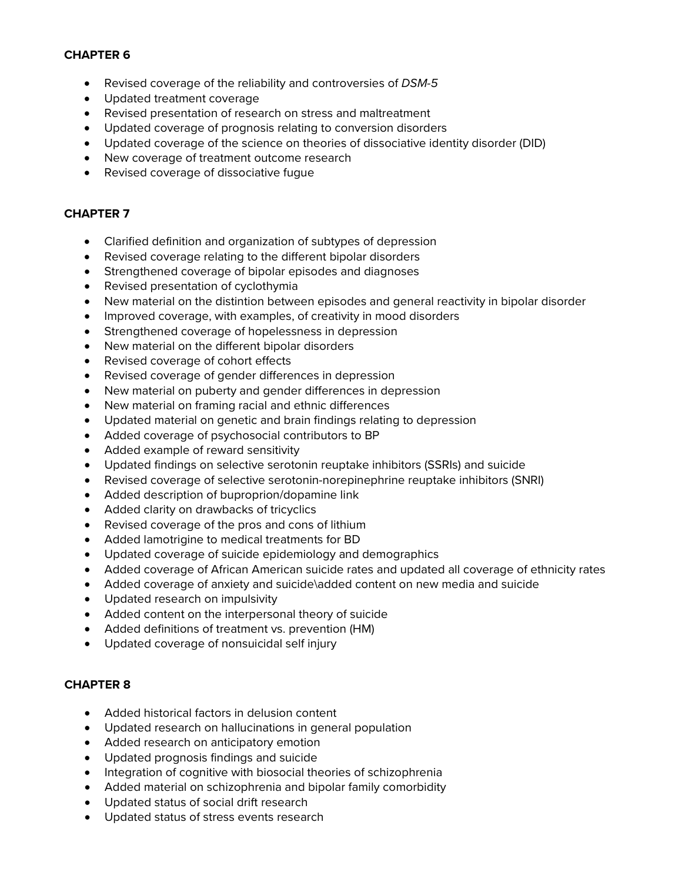**CHAPTER 6**

- Revised coverage of the reliability and controversies of *DSM-5*
- Updated treatment coverage
- Revised presentation of research on stress and maltreatment
- Updated coverage of prognosis relating to conversion disorders
- Updated coverage of the science on theories of dissociative identity disorder (DID)
- New coverage of treatment outcome research
- Revised coverage of dissociative fugue

**CHAPTER 7**

- Clarified definition and organization of subtypes of depression
- Revised coverage relating to the different bipolar disorders
- Strengthened coverage of bipolar episodes and diagnoses
- Revised presentation of cyclothymia
- New material on the distintion between episodes and general reactivity in bipolar disorder
- Improved coverage, with examples, of creativity in mood disorders
- Strengthened coverage of hopelessness in depression
- New material on the different bipolar disorders
- Revised coverage of cohort effects
- Revised coverage of gender differences in depression
- New material on puberty and gender differences in depression
- New material on framing racial and ethnic differences
- Updated material on genetic and brain findings relating to depression
- Added coverage of psychosocial contributors to BP
- Added example of reward sensitivity
- Updated findings on selective serotonin reuptake inhibitors (SSRIs) and suicide
- Revised coverage of selective serotonin-norepinephrine reuptake inhibitors (SNRI)
- Added description of buproprion/dopamine link
- Added clarity on drawbacks of tricyclics
- Revised coverage of the pros and cons of lithium
- Added lamotrigine to medical treatments for BD
- Updated coverage of suicide epidemiology and demographics
- Added coverage of African American suicide rates and updated all coverage of ethnicity rates
- Added coverage of anxiety and suicide\added content on new media and suicide
- Updated research on impulsivity
- Added content on the interpersonal theory of suicide
- Added definitions of treatment vs. prevention (HM)
- Updated coverage of nonsuicidal self injury

**CHAPTER 8**

- Added historical factors in delusion content
- Updated research on hallucinations in general population
- Added research on anticipatory emotion
- Updated prognosis findings and suicide
- Integration of cognitive with biosocial theories of schizophrenia
- Added material on schizophrenia and bipolar family comorbidity
- Updated status of social drift research
- Updated status of stress events research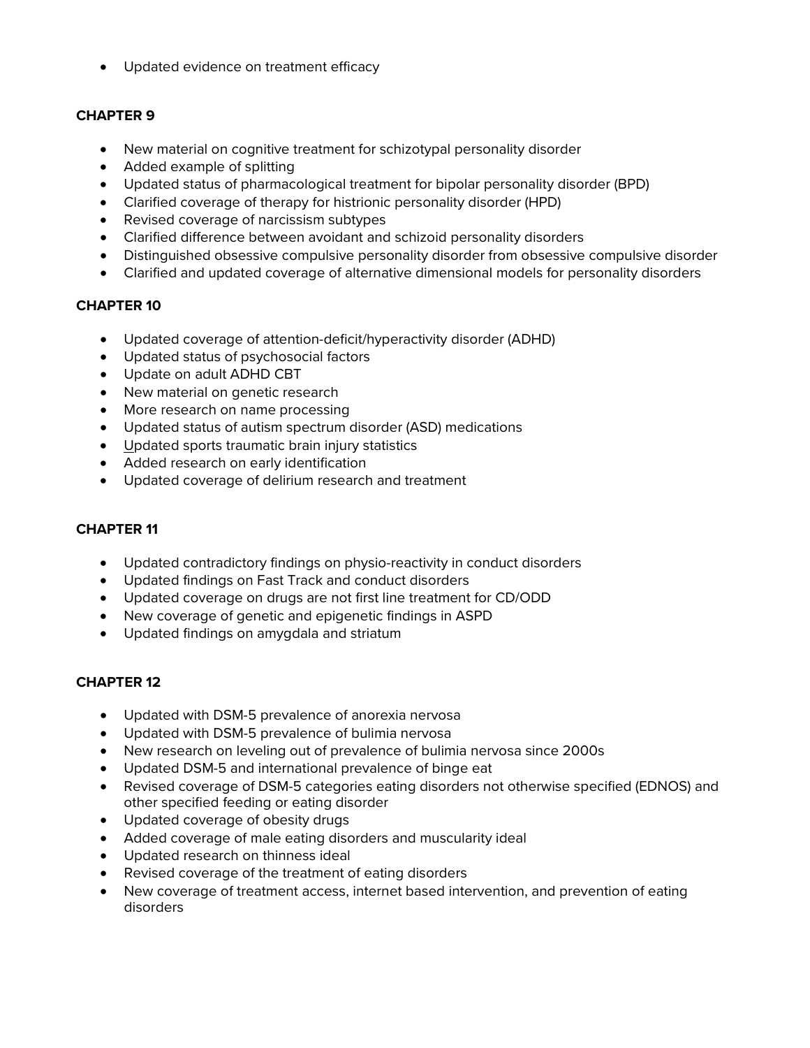- Updated evidence on treatment efficacy

**CHAPTER 9**

- New material on cognitive treatment for schizotypal personality disorder
- Added example of splitting
- Updated status of pharmacological treatment for bipolar personality disorder (BPD)
- Clarified coverage of therapy for histrionic personality disorder (HPD)
- Revised coverage of narcissism subtypes
- Clarified difference between avoidant and schizoid personality disorders
- Distinguished obsessive compulsive personality disorder from obsessive compulsive disorder
- Clarified and updated coverage of alternative dimensional models for personality disorders

**CHAPTER 10**

- Updated coverage of attention-deficit/hyperactivity disorder (ADHD)
- Updated status of psychosocial factors
- Update on adult ADHD CBT
- New material on genetic research
- More research on name processing
- Updated status of autism spectrum disorder (ASD) medications
- Updated sports traumatic brain injury statistics
- Added research on early identification
- Updated coverage of delirium research and treatment

**CHAPTER 11**

- Updated contradictory findings on physio-reactivity in conduct disorders
- Updated findings on Fast Track and conduct disorders
- Updated coverage on drugs are not first line treatment for CD/ODD
- New coverage of genetic and epigenetic findings in ASPD
- Updated findings on amygdala and striatum

**CHAPTER 12**

- Updated with DSM-5 prevalence of anorexia nervosa
- Updated with DSM-5 prevalence of bulimia nervosa
- New research on leveling out of prevalence of bulimia nervosa since 2000s
- Updated DSM-5 and international prevalence of binge eat
- Revised coverage of DSM-5 categories eating disorders not otherwise specified (EDNOS) and other specified feeding or eating disorder
- Updated coverage of obesity drugs
- Added coverage of male eating disorders and muscularity ideal
- Updated research on thinness ideal
- Revised coverage of the treatment of eating disorders
- New coverage of treatment access, internet based intervention, and prevention of eating disorders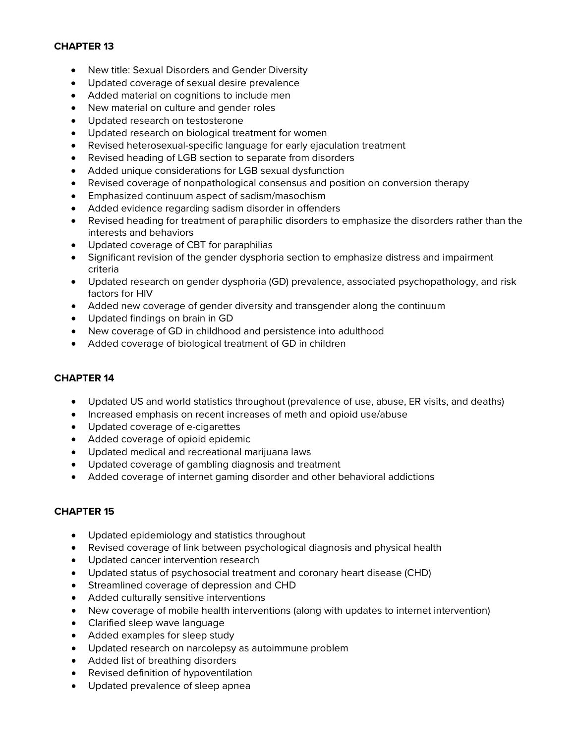**CHAPTER 13**

- New title: Sexual Disorders and Gender Diversity
- Updated coverage of sexual desire prevalence
- Added material on cognitions to include men
- New material on culture and gender roles
- Updated research on testosterone
- Updated research on biological treatment for women
- Revised heterosexual-specific language for early ejaculation treatment
- Revised heading of LGB section to separate from disorders
- Added unique considerations for LGB sexual dysfunction
- Revised coverage of nonpathological consensus and position on conversion therapy
- Emphasized continuum aspect of sadism/masochism
- Added evidence regarding sadism disorder in offenders
- Revised heading for treatment of paraphilic disorders to emphasize the disorders rather than the interests and behaviors
- Updated coverage of CBT for paraphilias
- Significant revision of the gender dysphoria section to emphasize distress and impairment criteria
- Updated research on gender dysphoria (GD) prevalence, associated psychopathology, and risk factors for HIV
- Added new coverage of gender diversity and transgender along the continuum
- Updated findings on brain in GD
- New coverage of GD in childhood and persistence into adulthood
- Added coverage of biological treatment of GD in children

**CHAPTER 14**

- Updated US and world statistics throughout (prevalence of use, abuse, ER visits, and deaths)
- Increased emphasis on recent increases of meth and opioid use/abuse
- Updated coverage of e-cigarettes
- Added coverage of opioid epidemic
- Updated medical and recreational marijuana laws
- Updated coverage of gambling diagnosis and treatment
- Added coverage of internet gaming disorder and other behavioral addictions

**CHAPTER 15**

- Updated epidemiology and statistics throughout
- Revised coverage of link between psychological diagnosis and physical health
- Updated cancer intervention research
- Updated status of psychosocial treatment and coronary heart disease (CHD)
- Streamlined coverage of depression and CHD
- Added culturally sensitive interventions
- New coverage of mobile health interventions (along with updates to internet intervention)
- Clarified sleep wave language
- Added examples for sleep study
- Updated research on narcolepsy as autoimmune problem
- Added list of breathing disorders
- Revised definition of hypoventilation
- Updated prevalence of sleep apnea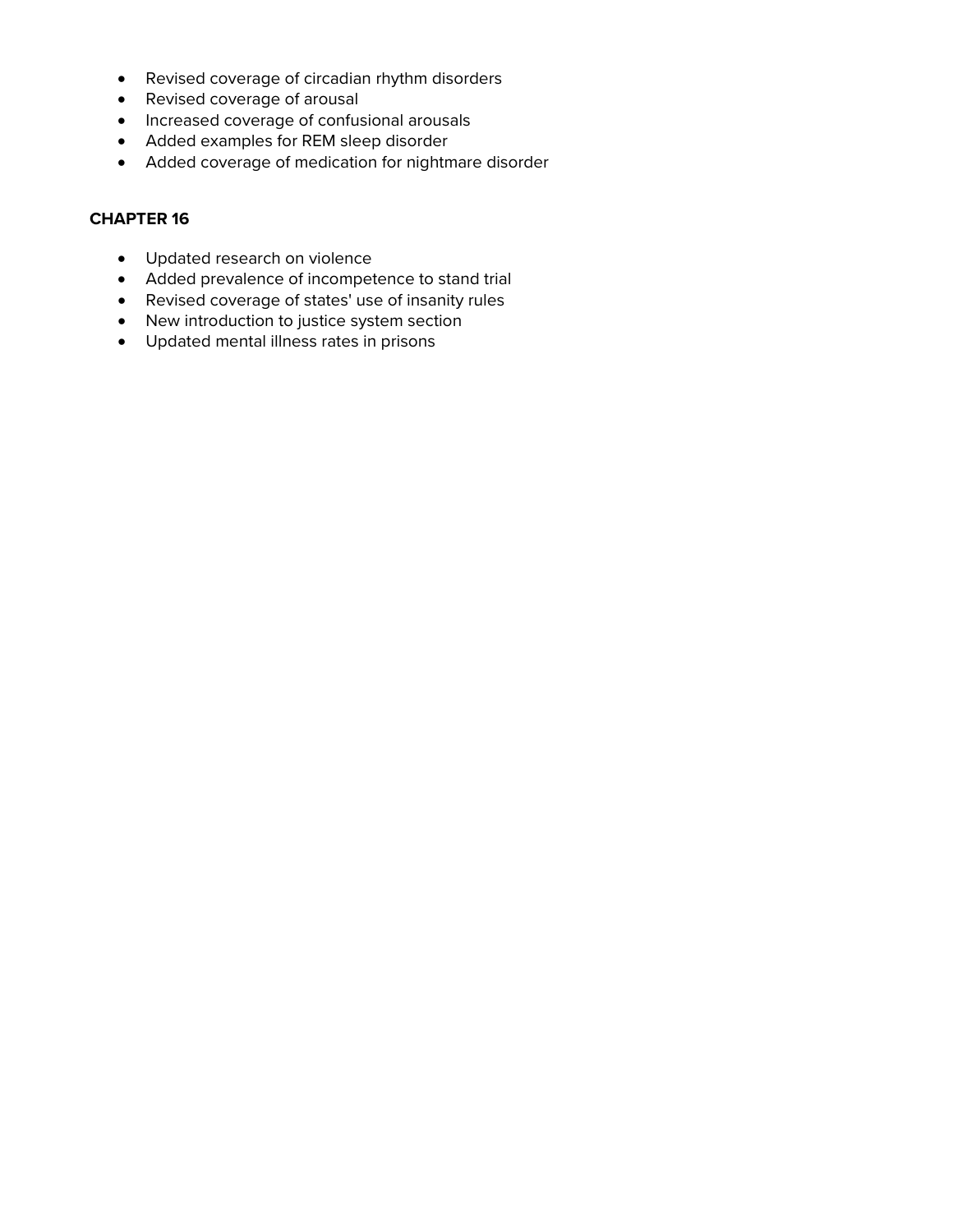- Revised coverage of circadian rhythm disorders
- Revised coverage of arousal
- Increased coverage of confusional arousals
- Added examples for REM sleep disorder
- Added coverage of medication for nightmare disorder

**CHAPTER 16**

- Updated research on violence
- Added prevalence of incompetence to stand trial
- Revised coverage of states' use of insanity rules
- New introduction to justice system section
- Updated mental illness rates in prisons